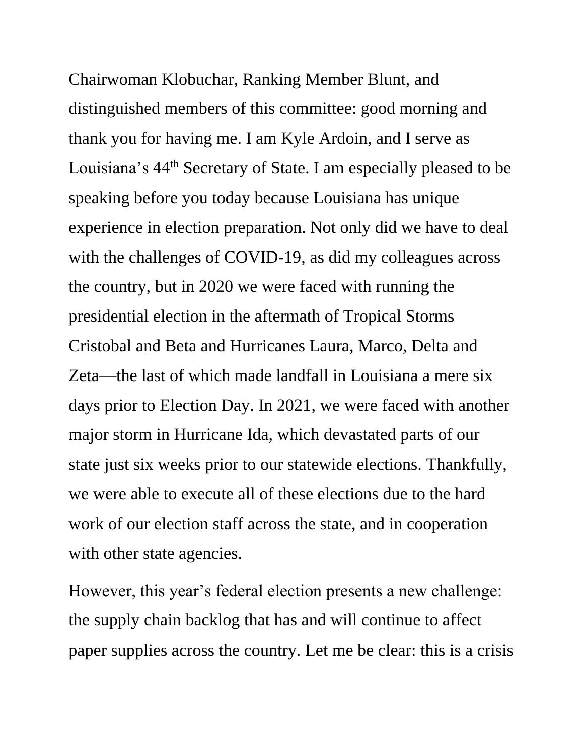Chairwoman Klobuchar, Ranking Member Blunt, and distinguished members of this committee: good morning and thank you for having me. I am Kyle Ardoin, and I serve as Louisiana's 44th Secretary of State. I am especially pleased to be speaking before you today because Louisiana has unique experience in election preparation. Not only did we have to deal with the challenges of COVID-19, as did my colleagues across the country, but in 2020 we were faced with running the presidential election in the aftermath of Tropical Storms Cristobal and Beta and Hurricanes Laura, Marco, Delta and Zeta—the last of which made landfall in Louisiana a mere six days prior to Election Day. In 2021, we were faced with another major storm in Hurricane Ida, which devastated parts of our state just six weeks prior to our statewide elections. Thankfully, we were able to execute all of these elections due to the hard work of our election staff across the state, and in cooperation with other state agencies.

However, this year's federal election presents a new challenge: the supply chain backlog that has and will continue to affect paper supplies across the country. Let me be clear: this is a crisis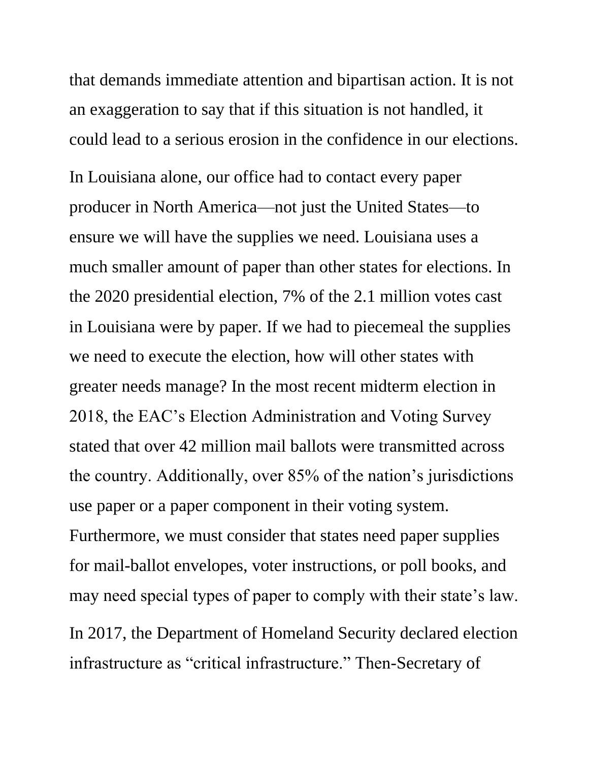that demands immediate attention and bipartisan action. It is not an exaggeration to say that if this situation is not handled, it could lead to a serious erosion in the confidence in our elections.

In Louisiana alone, our office had to contact every paper producer in North America—not just the United States—to ensure we will have the supplies we need. Louisiana uses a much smaller amount of paper than other states for elections. In the 2020 presidential election, 7% of the 2.1 million votes cast in Louisiana were by paper. If we had to piecemeal the supplies we need to execute the election, how will other states with greater needs manage? In the most recent midterm election in 2018, the EAC's Election Administration and Voting Survey stated that over 42 million mail ballots were transmitted across the country. Additionally, over 85% of the nation's jurisdictions use paper or a paper component in their voting system. Furthermore, we must consider that states need paper supplies for mail-ballot envelopes, voter instructions, or poll books, and may need special types of paper to comply with their state's law.

In 2017, the Department of Homeland Security declared election infrastructure as "critical infrastructure." Then-Secretary of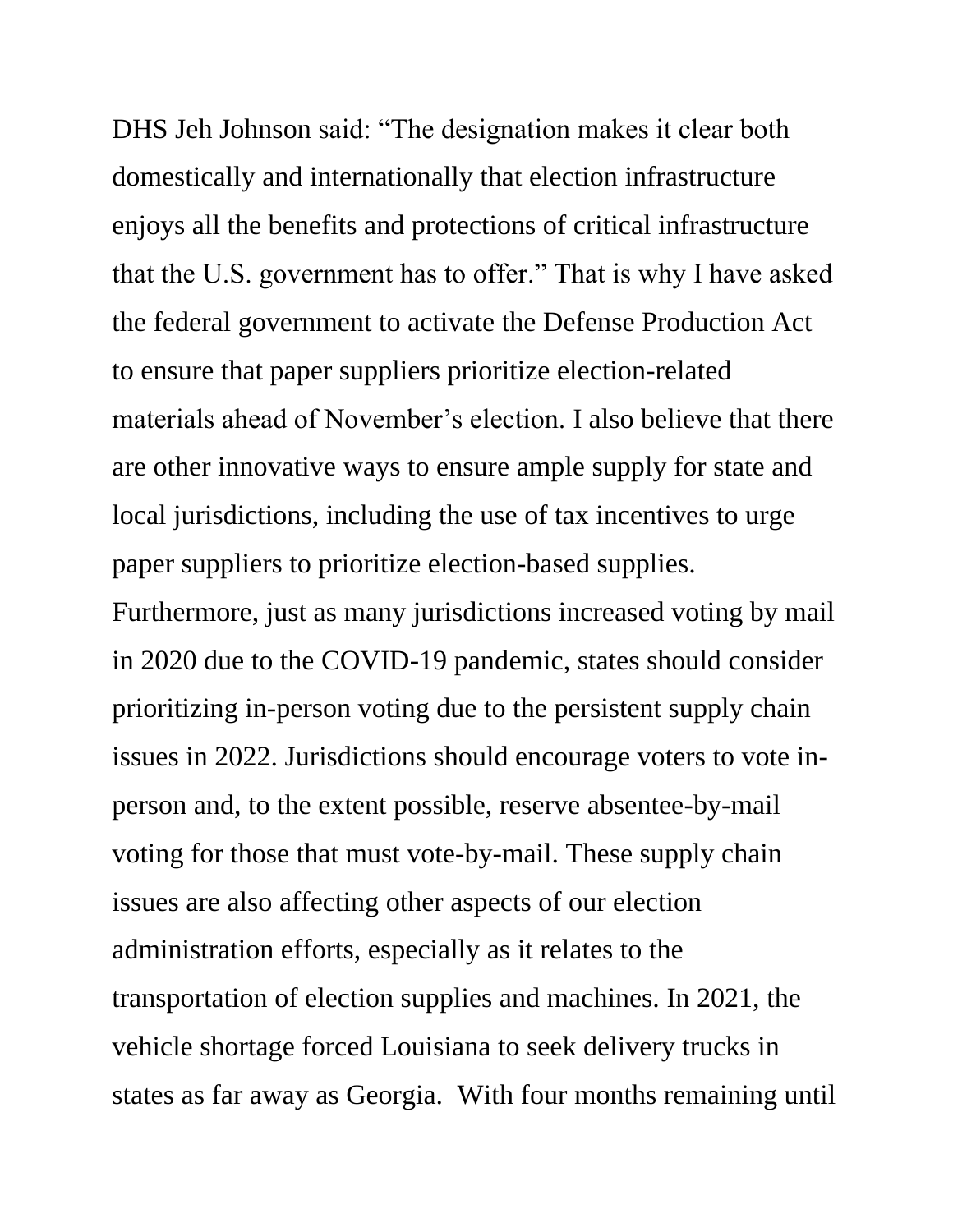DHS Jeh Johnson said: "The designation makes it clear both domestically and internationally that election infrastructure enjoys all the benefits and protections of critical infrastructure that the U.S. government has to offer." That is why I have asked the federal government to activate the Defense Production Act to ensure that paper suppliers prioritize election-related materials ahead of November's election. I also believe that there are other innovative ways to ensure ample supply for state and local jurisdictions, including the use of tax incentives to urge paper suppliers to prioritize election-based supplies. Furthermore, just as many jurisdictions increased voting by mail in 2020 due to the COVID-19 pandemic, states should consider prioritizing in-person voting due to the persistent supply chain issues in 2022. Jurisdictions should encourage voters to vote in-person and, to the extent possible, reserve absentee-by-mail voting for those that must vote-by-mail. These supply chain issues are also affecting other aspects of our election administration efforts, especially as it relates to the transportation of election supplies and machines. In 2021, the vehicle shortage forced Louisiana to seek delivery trucks in states as far away as Georgia. With four months remaining until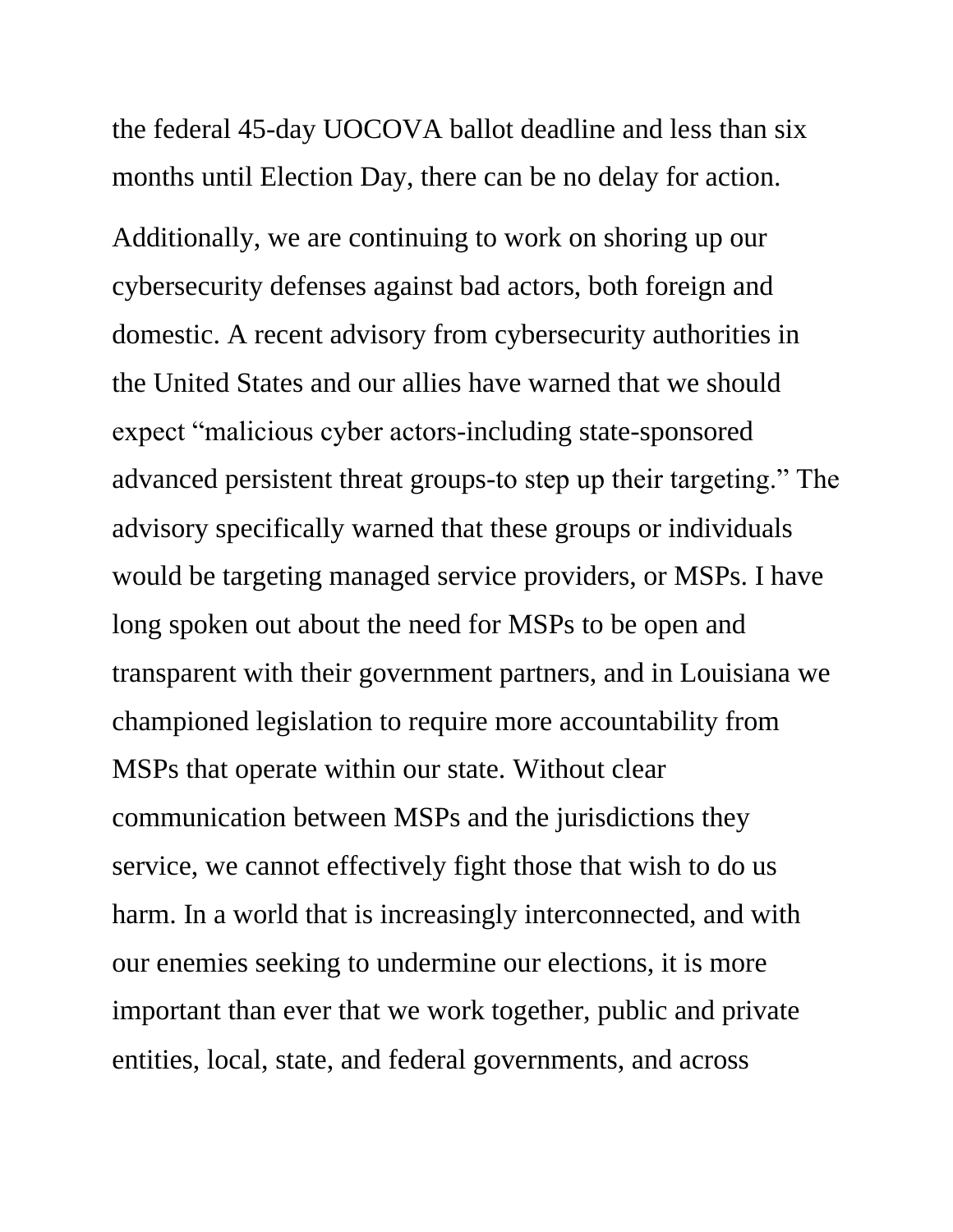the federal 45-day UOCOVA ballot deadline and less than six months until Election Day, there can be no delay for action.

Additionally, we are continuing to work on shoring up our cybersecurity defenses against bad actors, both foreign and domestic. A recent advisory from cybersecurity authorities in the United States and our allies have warned that we should expect "malicious cyber actors-including state-sponsored advanced persistent threat groups-to step up their targeting." The advisory specifically warned that these groups or individuals would be targeting managed service providers, or MSPs. I have long spoken out about the need for MSPs to be open and transparent with their government partners, and in Louisiana we championed legislation to require more accountability from MSPs that operate within our state. Without clear communication between MSPs and the jurisdictions they service, we cannot effectively fight those that wish to do us harm. In a world that is increasingly interconnected, and with our enemies seeking to undermine our elections, it is more important than ever that we work together, public and private entities, local, state, and federal governments, and across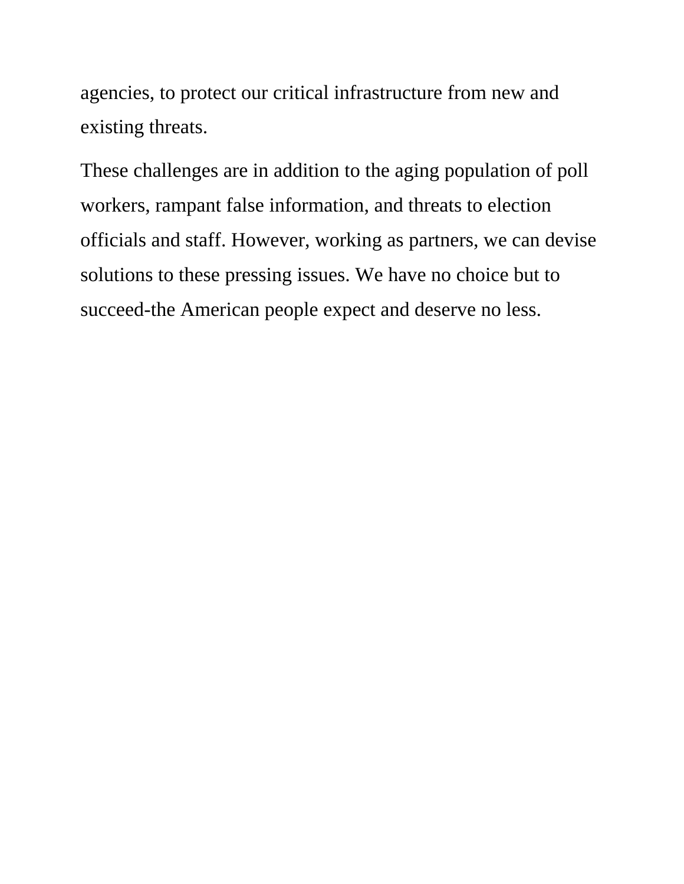agencies, to protect our critical infrastructure from new and existing threats.

These challenges are in addition to the aging population of poll workers, rampant false information, and threats to election officials and staff. However, working as partners, we can devise solutions to these pressing issues. We have no choice but to succeed-the American people expect and deserve no less.